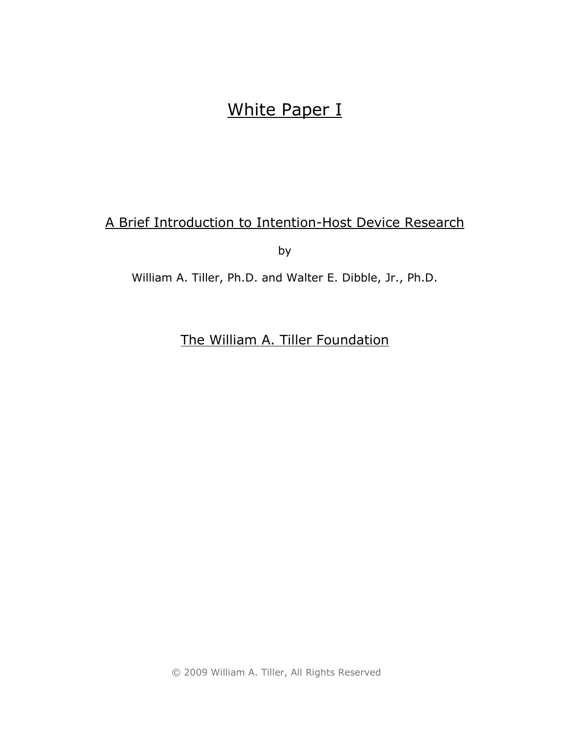# White Paper I

## A Brief Introduction to Intention-Host Device Research

by

William A. Tiller, Ph.D. and Walter E. Dibble, Jr., Ph.D.

The William A. Tiller Foundation

© 2009 William A. Tiller, All Rights Reserved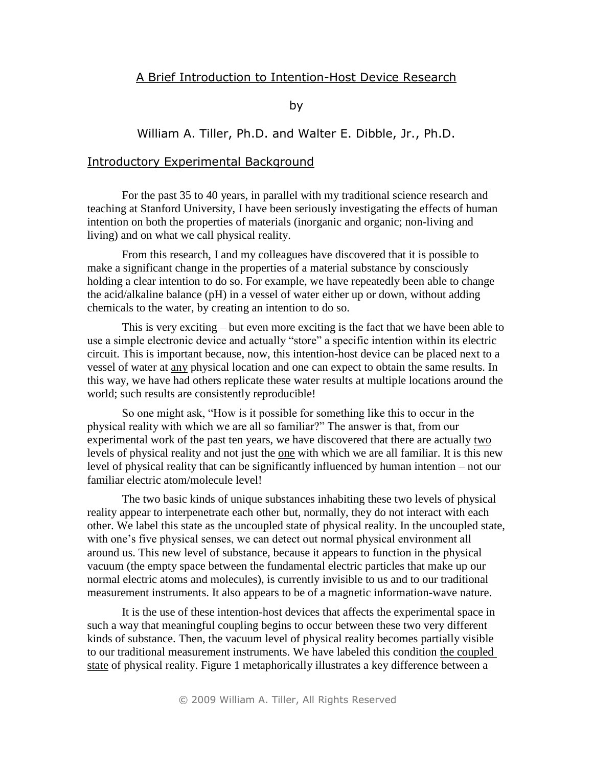## A Brief Introduction to Intention-Host Device Research

by

William A. Tiller, Ph.D. and Walter E. Dibble, Jr., Ph.D.

### Introductory Experimental Background

For the past 35 to 40 years, in parallel with my traditional science research and teaching at Stanford University, I have been seriously investigating the effects of human intention on both the properties of materials (inorganic and organic; non-living and living) and on what we call physical reality.

From this research, I and my colleagues have discovered that it is possible to make a significant change in the properties of a material substance by consciously holding a clear intention to do so. For example, we have repeatedly been able to change the acid/alkaline balance (pH) in a vessel of water either up or down, without adding chemicals to the water, by creating an intention to do so.

This is very exciting – but even more exciting is the fact that we have been able to use a simple electronic device and actually "store" a specific intention within its electric circuit. This is important because, now, this intention-host device can be placed next to a vessel of water at <u>any</u> physical location and one can expect to obtain the same results. In this way, we have had others replicate these water results at multiple locations around the world; such results are consistently reproducible!

So one might ask, "How is it possible for something like this to occur in the physical reality with which we are all so familiar?" The answer is that, from our experimental work of the past ten years, we have discovered that there are actually <u>two</u> levels of physical reality and not just the <u>one</u> with which we are all familiar. It is this new level of physical reality that can be significantly influenced by human intention – not our familiar electric atom/molecule level!

The two basic kinds of unique substances inhabiting these two levels of physical reality appear to interpenetrate each other but, normally, they do not interact with each other. We label this state as <u>the uncoupled state</u> of physical reality. In the uncoupled state, with one's five physical senses, we can detect out normal physical environment all around us. This new level of substance, because it appears to function in the physical vacuum (the empty space between the fundamental electric particles that make up our normal electric atoms and molecules), is currently invisible to us and to our traditional measurement instruments. It also appears to be of a magnetic information-wave nature.

It is the use of these intention-host devices that affects the experimental space in such a way that meaningful coupling begins to occur between these two very different kinds of substance. Then, the vacuum level of physical reality becomes partially visible to our traditional measurement instruments. We have labeled this condition <u>the coupled state</u> of physical reality. Figure 1 metaphorically illustrates a key difference between a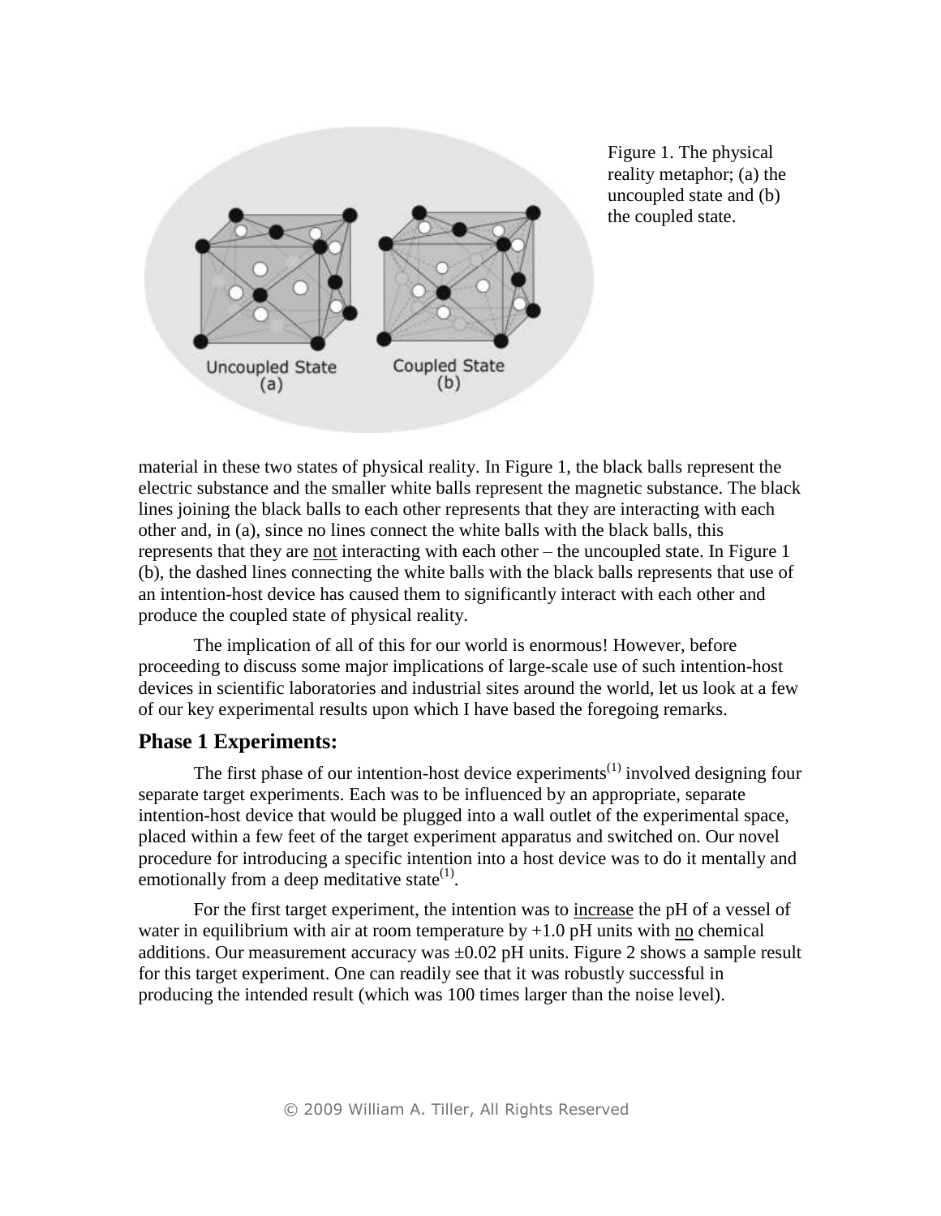Figure 1. The physical reality metaphor; (a) the uncoupled state and (b) the coupled state.

material in these two states of physical reality. In Figure 1, the black balls represent the electric substance and the smaller white balls represent the magnetic substance. The black lines joining the black balls to each other represents that they are interacting with each other and, in (a), since no lines connect the white balls with the black balls, this represents that they are not interacting with each other – the uncoupled state. In Figure 1 (b), the dashed lines connecting the white balls with the black balls represents that use of an intention-host device has caused them to significantly interact with each other and produce the coupled state of physical reality.

The implication of all of this for our world is enormous! However, before proceeding to discuss some major implications of large-scale use of such intention-host devices in scientific laboratories and industrial sites around the world, let us look at a few of our key experimental results upon which I have based the foregoing remarks.

## Phase 1 Experiments:

The first phase of our intention-host device experiments[1] involved designing four separate target experiments. Each was to be influenced by an appropriate, separate intention-host device that would be plugged into a wall outlet of the experimental space, placed within a few feet of the target experiment apparatus and switched on. Our novel procedure for introducing a specific intention into a host device was to do it mentally and emotionally from a deep meditative state[1].

For the first target experiment, the intention was to increase the pH of a vessel of water in equilibrium with air at room temperature by +1.0 pH units with no chemical additions. Our measurement accuracy was ±0.02 pH units. Figure 2 shows a sample result for this target experiment. One can readily see that it was robustly successful in producing the intended result (which was 100 times larger than the noise level).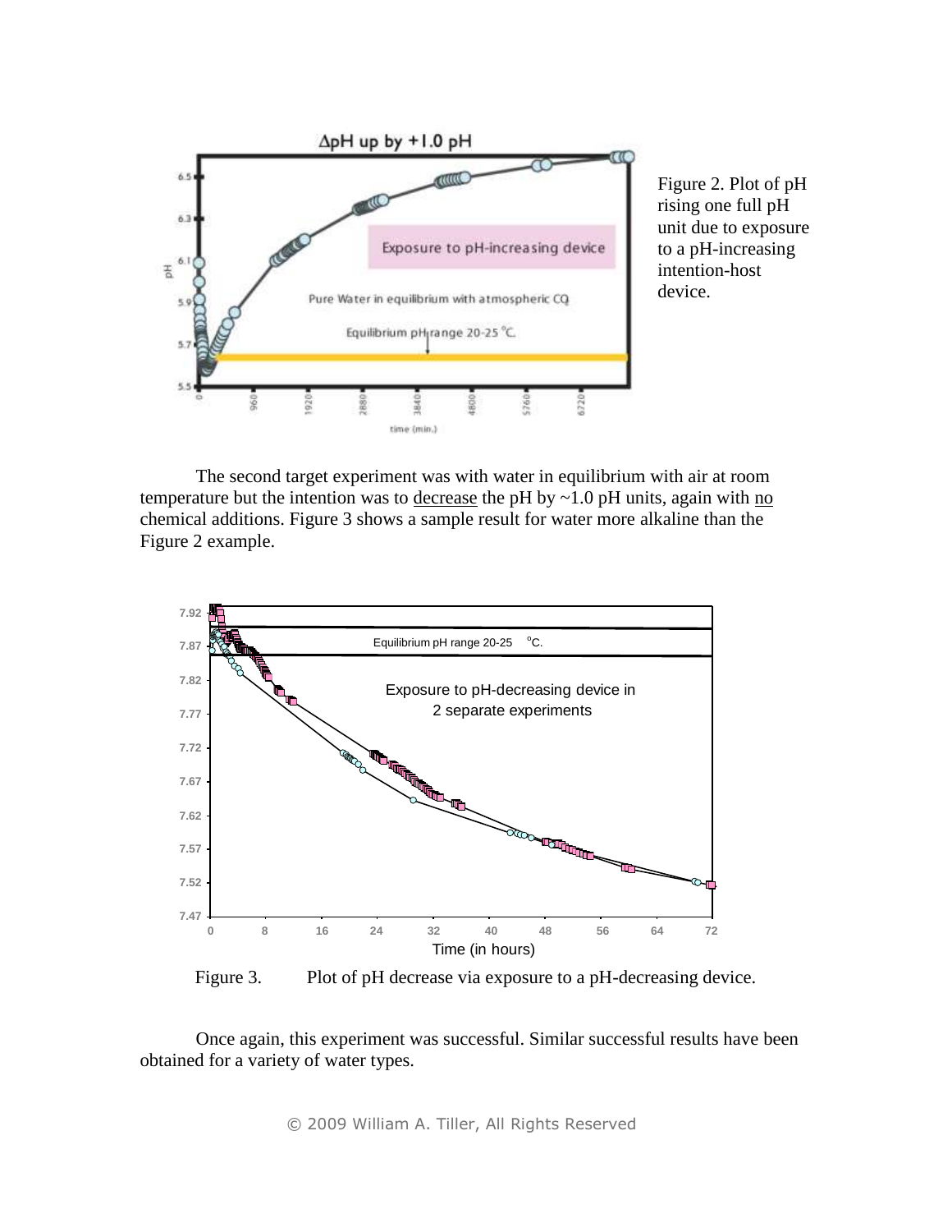Figure 2. Plot of pH rising one full pH unit due to exposure to a pH-increasing intention-host device.

The second target experiment was with water in equilibrium with air at room temperature but the intention was to decrease the pH by ~1.0 pH units, again with no chemical additions. Figure 3 shows a sample result for water more alkaline than the Figure 2 example.

Figure 3. Plot of pH decrease via exposure to a pH-decreasing device.

Once again, this experiment was successful. Similar successful results have been obtained for a variety of water types.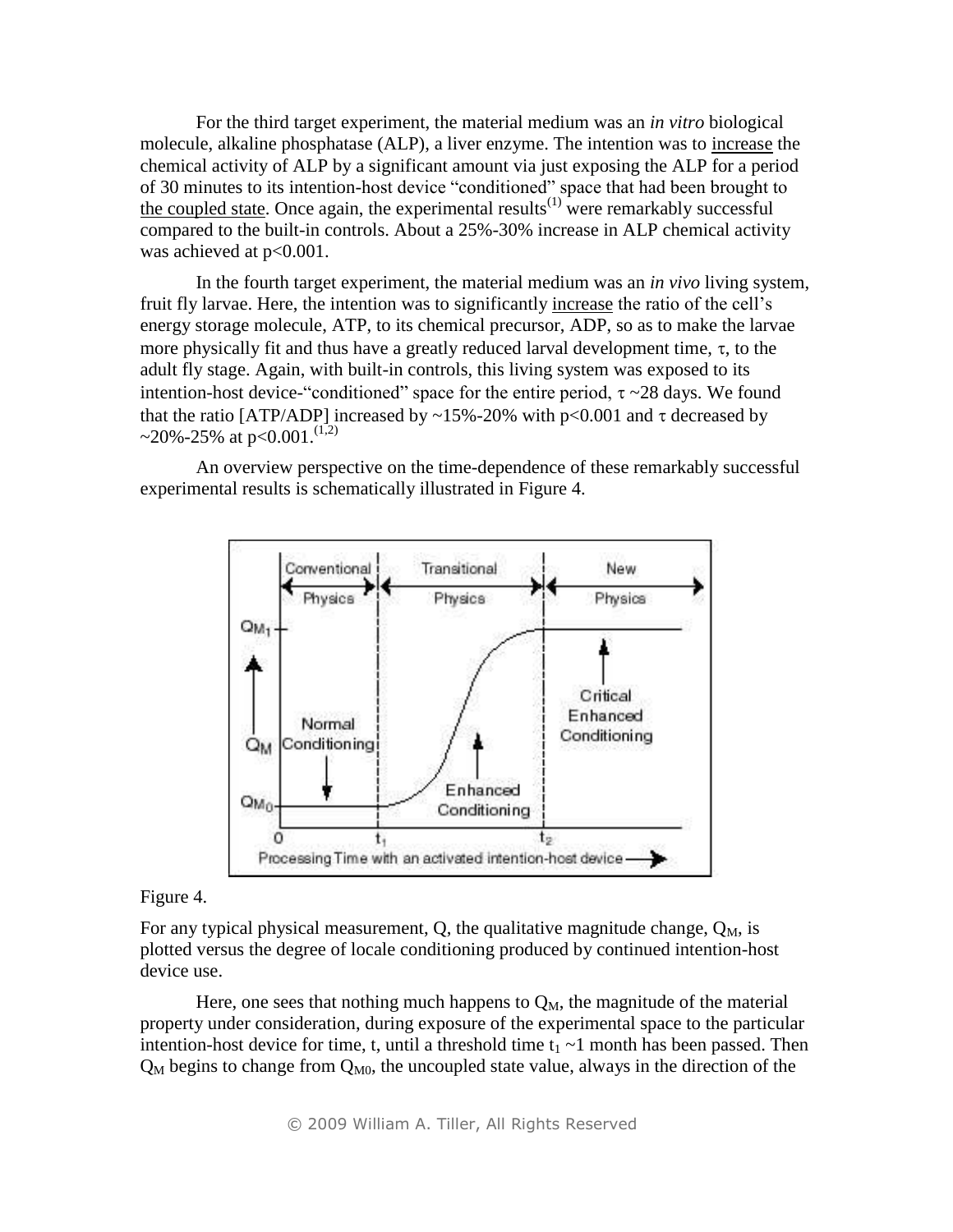For the third target experiment, the material medium was an *in vitro* biological molecule, alkaline phosphatase (ALP), a liver enzyme. The intention was to increase the chemical activity of ALP by a significant amount via just exposing the ALP for a period of 30 minutes to its intention-host device "conditioned" space that had been brought to the coupled state. Once again, the experimental results[1] were remarkably successful compared to the built-in controls. About a 25%-30% increase in ALP chemical activity was achieved at $p<0.001$.

In the fourth target experiment, the material medium was an *in vivo* living system, fruit fly larvae. Here, the intention was to significantly increase the ratio of the cell's energy storage molecule, ATP, to its chemical precursor, ADP, so as to make the larvae more physically fit and thus have a greatly reduced larval development time, $\tau$, to the adult fly stage. Again, with built-in controls, this living system was exposed to its intention-host device-"conditioned" space for the entire period, $\tau \sim 28$ days. We found that the ratio [ATP/ADP] increased by ~15%-20% with $p<0.001$ and $\tau$ decreased by ~20%-25% at $p<0.001$.[1,2]

An overview perspective on the time-dependence of these remarkably successful experimental results is schematically illustrated in Figure 4.

Figure 4.

For any typical physical measurement, Q, the qualitative magnitude change, $Q_M$, is plotted versus the degree of locale conditioning produced by continued intention-host device use.

Here, one sees that nothing much happens to $Q_M$, the magnitude of the material property under consideration, during exposure of the experimental space to the particular intention-host device for time, t, until a threshold time $t_1 \sim 1$ month has been passed. Then $Q_M$ begins to change from $Q_{M0}$, the uncoupled state value, always in the direction of the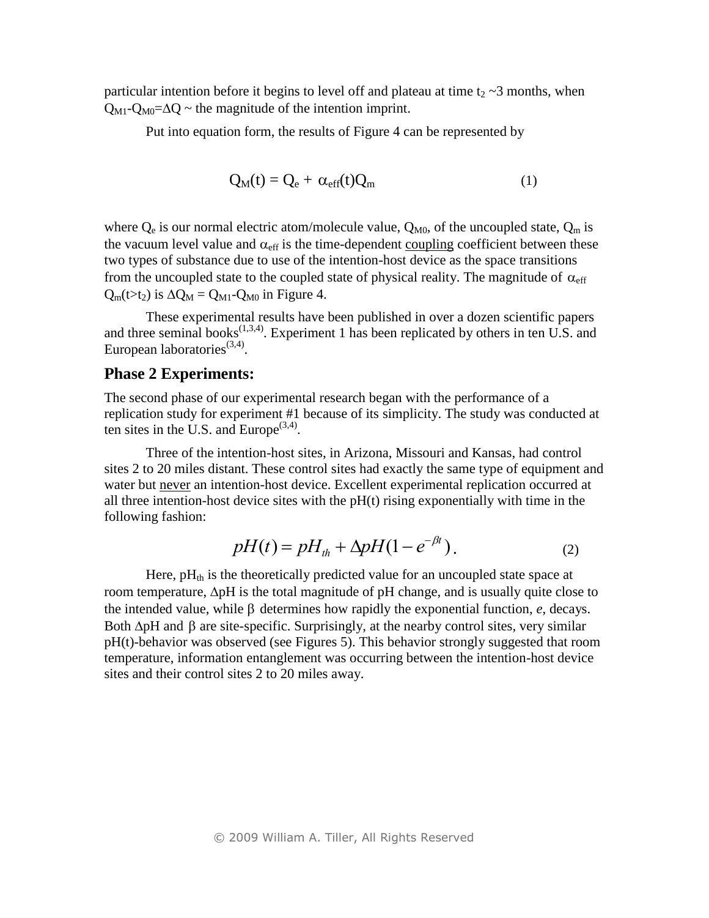particular intention before it begins to level off and plateau at time $t_2$ ~3 months, when $Q_{M1}$-$Q_{M0}$=$\Delta Q$ ~ the magnitude of the intention imprint.

Put into equation form, the results of Figure 4 can be represented by

$$Q_M(t) = Q_e + \alpha_{eff}(t)Q_m \qquad (1)$$

where $Q_e$ is our normal electric atom/molecule value, $Q_{M0}$, of the uncoupled state, $Q_m$ is the vacuum level value and $\alpha_{eff}$ is the time-dependent coupling coefficient between these two types of substance due to use of the intention-host device as the space transitions from the uncoupled state to the coupled state of physical reality. The magnitude of $\alpha_{eff}$ $Q_m(t>t_2)$ is $\Delta Q_M = Q_{M1}$-$Q_{M0}$ in Figure 4.

These experimental results have been published in over a dozen scientific papers and three seminal books[1,3,4]. Experiment 1 has been replicated by others in ten U.S. and European laboratories[3,4].

## Phase 2 Experiments:

The second phase of our experimental research began with the performance of a replication study for experiment #1 because of its simplicity. The study was conducted at ten sites in the U.S. and Europe[3,4].

Three of the intention-host sites, in Arizona, Missouri and Kansas, had control sites 2 to 20 miles distant. These control sites had exactly the same type of equipment and water but never an intention-host device. Excellent experimental replication occurred at all three intention-host device sites with the pH(t) rising exponentially with time in the following fashion:

$$pH(t) = pH_{th} + \Delta pH(1 - e^{-\beta t}). \qquad (2)$$

Here, $pH_{th}$ is the theoretically predicted value for an uncoupled state space at room temperature, $\Delta pH$ is the total magnitude of pH change, and is usually quite close to the intended value, while $\beta$ determines how rapidly the exponential function, *e*, decays. Both $\Delta pH$ and $\beta$ are site-specific. Surprisingly, at the nearby control sites, very similar pH(t)-behavior was observed (see Figures 5). This behavior strongly suggested that room temperature, information entanglement was occurring between the intention-host device sites and their control sites 2 to 20 miles away.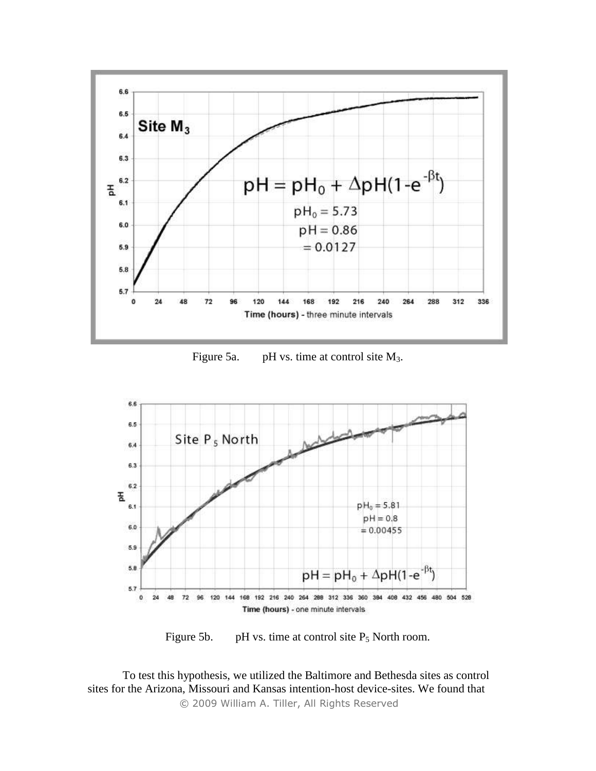Figure 5a. pH vs. time at control site $M_3$.

Figure 5b. pH vs. time at control site $P_5$ North room.

To test this hypothesis, we utilized the Baltimore and Bethesda sites as control sites for the Arizona, Missouri and Kansas intention-host device-sites. We found that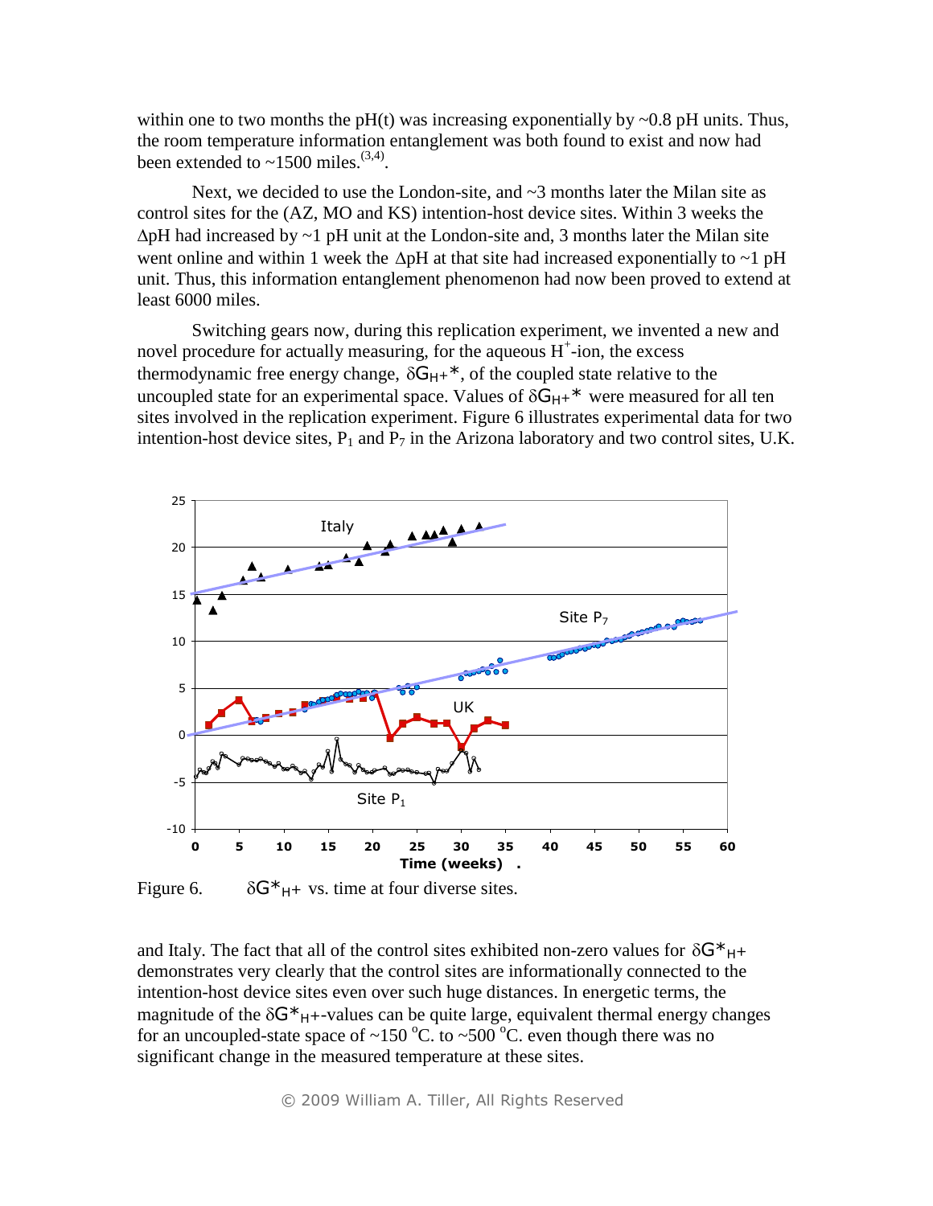within one to two months the pH(t) was increasing exponentially by ~0.8 pH units. Thus, the room temperature information entanglement was both found to exist and now had been extended to ~1500 miles.[3,4].

Next, we decided to use the London-site, and ~3 months later the Milan site as control sites for the (AZ, MO and KS) intention-host device sites. Within 3 weeks the $\Delta$pH had increased by ~1 pH unit at the London-site and, 3 months later the Milan site went online and within 1 week the $\Delta$pH at that site had increased exponentially to ~1 pH unit. Thus, this information entanglement phenomenon had now been proved to extend at least 6000 miles.

Switching gears now, during this replication experiment, we invented a new and novel procedure for actually measuring, for the aqueous $H^+$-ion, the excess thermodynamic free energy change, $\delta G_{H^+}{}^*$, of the coupled state relative to the uncoupled state for an experimental space. Values of $\delta G_{H^+}{}^*$ were measured for all ten sites involved in the replication experiment. Figure 6 illustrates experimental data for two intention-host device sites, $P_1$ and $P_7$ in the Arizona laboratory and two control sites, U.K.

Figure 6. $\delta G^*_{H^+}$ vs. time at four diverse sites.

and Italy. The fact that all of the control sites exhibited non-zero values for $\delta G^*_{H^+}$ demonstrates very clearly that the control sites are informationally connected to the intention-host device sites even over such huge distances. In energetic terms, the magnitude of the $\delta G^*_{H^+}$-values can be quite large, equivalent thermal energy changes for an uncoupled-state space of ~150 °C. to ~500 °C. even though there was no significant change in the measured temperature at these sites.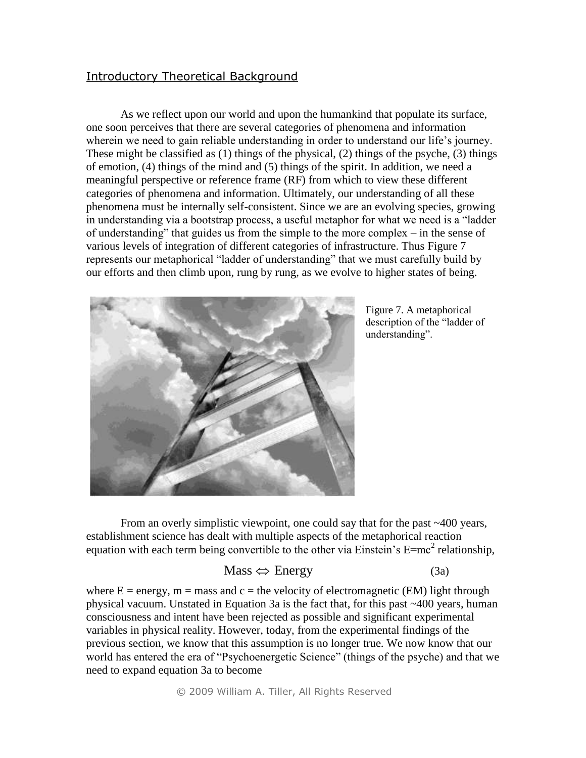## Introductory Theoretical Background

As we reflect upon our world and upon the humankind that populate its surface, one soon perceives that there are several categories of phenomena and information wherein we need to gain reliable understanding in order to understand our life's journey. These might be classified as (1) things of the physical, (2) things of the psyche, (3) things of emotion, (4) things of the mind and (5) things of the spirit. In addition, we need a meaningful perspective or reference frame (RF) from which to view these different categories of phenomena and information. Ultimately, our understanding of all these phenomena must be internally self-consistent. Since we are an evolving species, growing in understanding via a bootstrap process, a useful metaphor for what we need is a "ladder of understanding" that guides us from the simple to the more complex – in the sense of various levels of integration of different categories of infrastructure. Thus Figure 7 represents our metaphorical "ladder of understanding" that we must carefully build by our efforts and then climb upon, rung by rung, as we evolve to higher states of being.

Figure 7. A metaphorical description of the "ladder of understanding".

From an overly simplistic viewpoint, one could say that for the past ~400 years, establishment science has dealt with multiple aspects of the metaphorical reaction equation with each term being convertible to the other via Einstein's $E=mc^2$ relationship,

$$\text{Mass} \Leftrightarrow \text{Energy} \qquad \text{(3a)}$$

where E = energy, m = mass and c = the velocity of electromagnetic (EM) light through physical vacuum. Unstated in Equation 3a is the fact that, for this past ~400 years, human consciousness and intent have been rejected as possible and significant experimental variables in physical reality. However, today, from the experimental findings of the previous section, we know that this assumption is no longer true. We now know that our world has entered the era of "Psychoenergetic Science" (things of the psyche) and that we need to expand equation 3a to become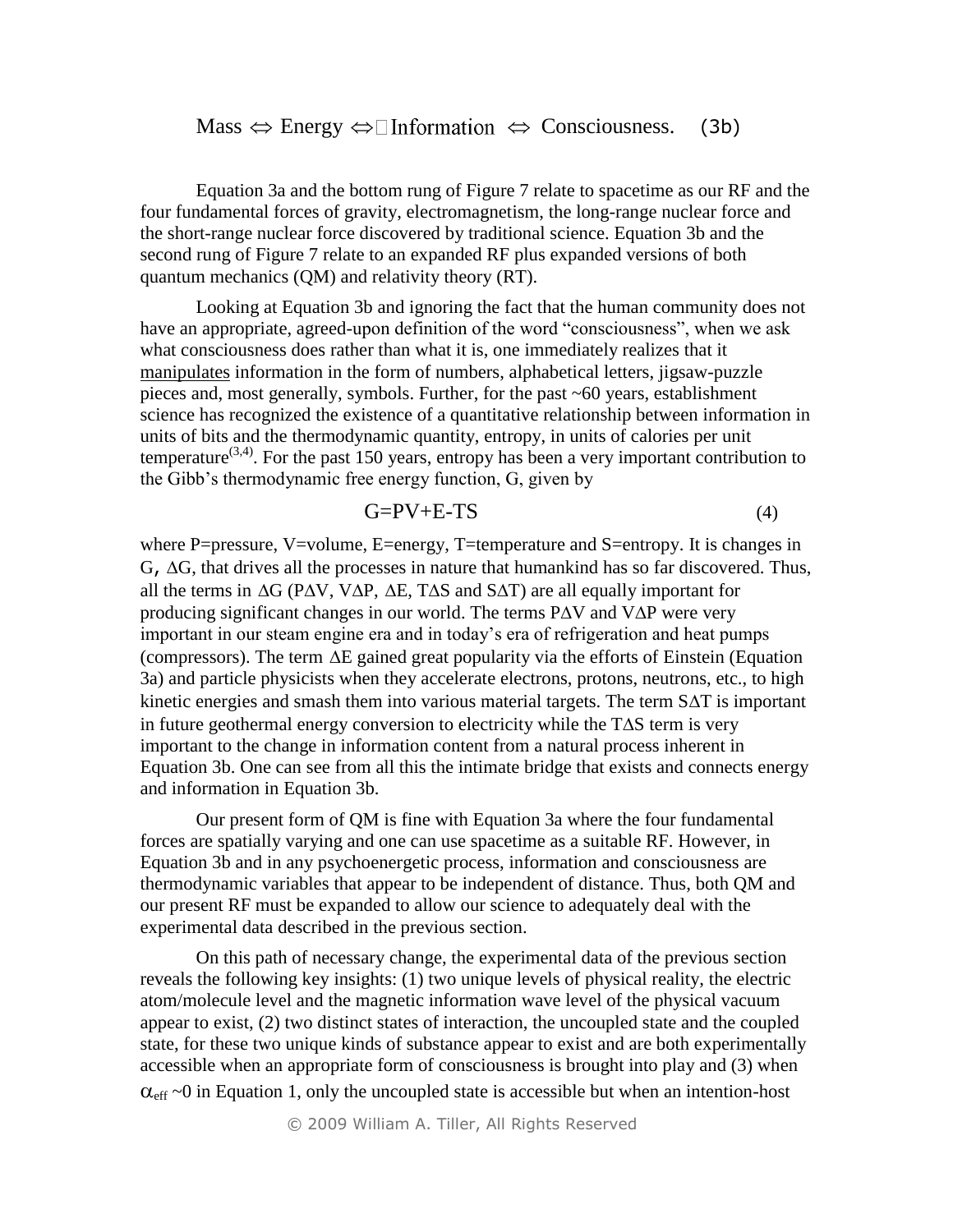$$\text{Mass} \Leftrightarrow \text{Energy} \Leftrightarrow \text{Information} \Leftrightarrow \text{Consciousness.} \quad (3b)$$

Equation 3a and the bottom rung of Figure 7 relate to spacetime as our RF and the four fundamental forces of gravity, electromagnetism, the long-range nuclear force and the short-range nuclear force discovered by traditional science. Equation 3b and the second rung of Figure 7 relate to an expanded RF plus expanded versions of both quantum mechanics (QM) and relativity theory (RT).

Looking at Equation 3b and ignoring the fact that the human community does not have an appropriate, agreed-upon definition of the word "consciousness", when we ask what consciousness does rather than what it is, one immediately realizes that it manipulates information in the form of numbers, alphabetical letters, jigsaw-puzzle pieces and, most generally, symbols. Further, for the past ~60 years, establishment science has recognized the existence of a quantitative relationship between information in units of bits and the thermodynamic quantity, entropy, in units of calories per unit temperature[3,4]. For the past 150 years, entropy has been a very important contribution to the Gibb's thermodynamic free energy function, G, given by

$$G=PV+E-TS \quad (4)$$

where P=pressure, V=volume, E=energy, T=temperature and S=entropy. It is changes in G, $\Delta G$, that drives all the processes in nature that humankind has so far discovered. Thus, all the terms in $\Delta G$ ($P\Delta V$, $V\Delta P$, $\Delta E$, $T\Delta S$ and $S\Delta T$) are all equally important for producing significant changes in our world. The terms $P\Delta V$ and $V\Delta P$ were very important in our steam engine era and in today's era of refrigeration and heat pumps (compressors). The term $\Delta E$ gained great popularity via the efforts of Einstein (Equation 3a) and particle physicists when they accelerate electrons, protons, neutrons, etc., to high kinetic energies and smash them into various material targets. The term $S\Delta T$ is important in future geothermal energy conversion to electricity while the $T\Delta S$ term is very important to the change in information content from a natural process inherent in Equation 3b. One can see from all this the intimate bridge that exists and connects energy and information in Equation 3b.

Our present form of QM is fine with Equation 3a where the four fundamental forces are spatially varying and one can use spacetime as a suitable RF. However, in Equation 3b and in any psychoenergetic process, information and consciousness are thermodynamic variables that appear to be independent of distance. Thus, both QM and our present RF must be expanded to allow our science to adequately deal with the experimental data described in the previous section.

On this path of necessary change, the experimental data of the previous section reveals the following key insights: (1) two unique levels of physical reality, the electric atom/molecule level and the magnetic information wave level of the physical vacuum appear to exist, (2) two distinct states of interaction, the uncoupled state and the coupled state, for these two unique kinds of substance appear to exist and are both experimentally accessible when an appropriate form of consciousness is brought into play and (3) when $\alpha_{eff} \sim 0$ in Equation 1, only the uncoupled state is accessible but when an intention-host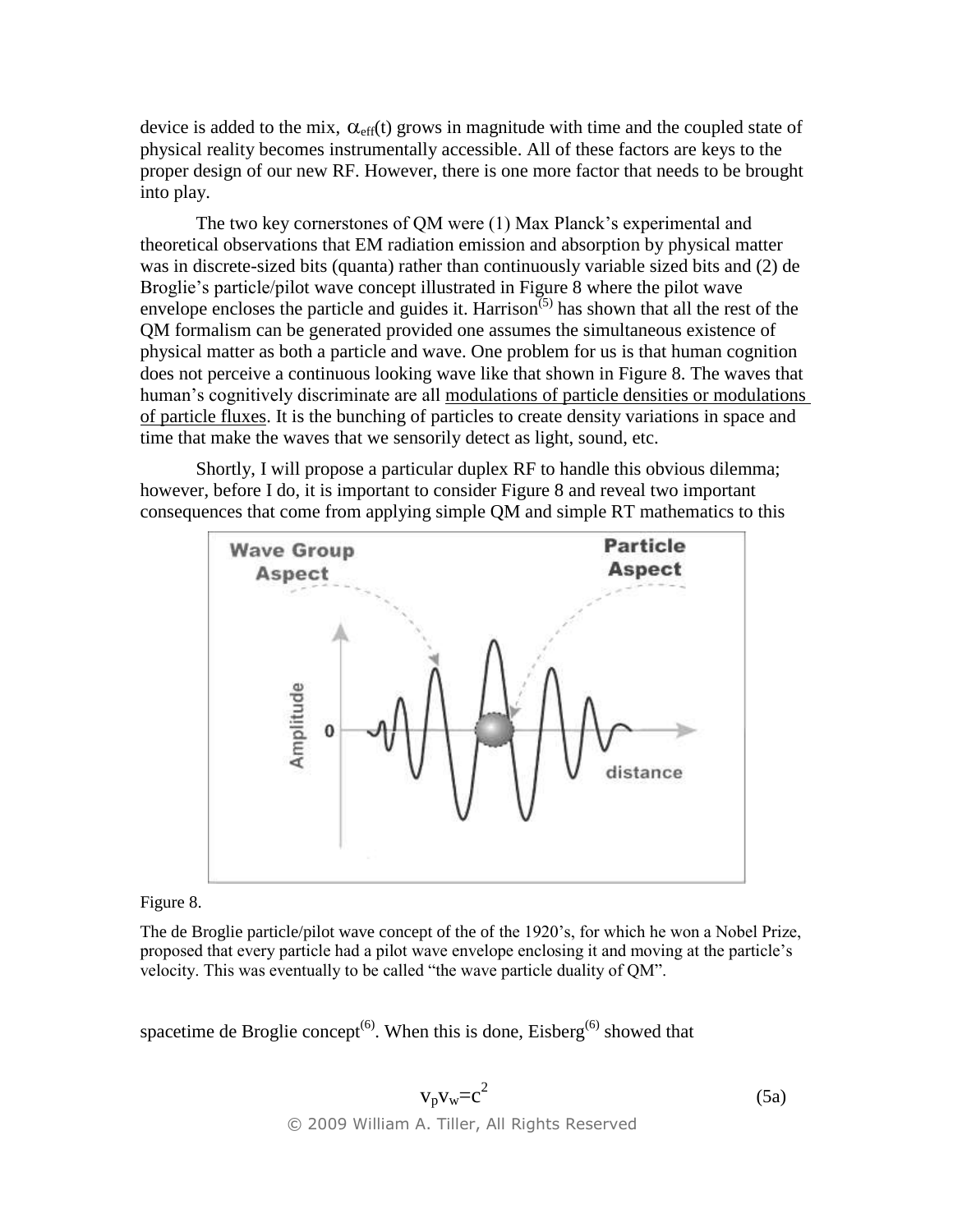device is added to the mix, $\alpha_{eff}(t)$ grows in magnitude with time and the coupled state of physical reality becomes instrumentally accessible. All of these factors are keys to the proper design of our new RF. However, there is one more factor that needs to be brought into play.

The two key cornerstones of QM were (1) Max Planck's experimental and theoretical observations that EM radiation emission and absorption by physical matter was in discrete-sized bits (quanta) rather than continuously variable sized bits and (2) de Broglie's particle/pilot wave concept illustrated in Figure 8 where the pilot wave envelope encloses the particle and guides it. Harrison[5] has shown that all the rest of the QM formalism can be generated provided one assumes the simultaneous existence of physical matter as both a particle and wave. One problem for us is that human cognition does not perceive a continuous looking wave like that shown in Figure 8. The waves that human's cognitively discriminate are all <u>modulations of particle densities or modulations of particle fluxes</u>. It is the bunching of particles to create density variations in space and time that make the waves that we sensorily detect as light, sound, etc.

Shortly, I will propose a particular duplex RF to handle this obvious dilemma; however, before I do, it is important to consider Figure 8 and reveal two important consequences that come from applying simple QM and simple RT mathematics to this spacetime de Broglie concept[6]. When this is done, Eisberg[6] showed that

Figure 8.

The de Broglie particle/pilot wave concept of the of the 1920's, for which he won a Nobel Prize, proposed that every particle had a pilot wave envelope enclosing it and moving at the particle's velocity. This was eventually to be called "the wave particle duality of QM".

$$v_p v_w = c^2 \tag{5a}$$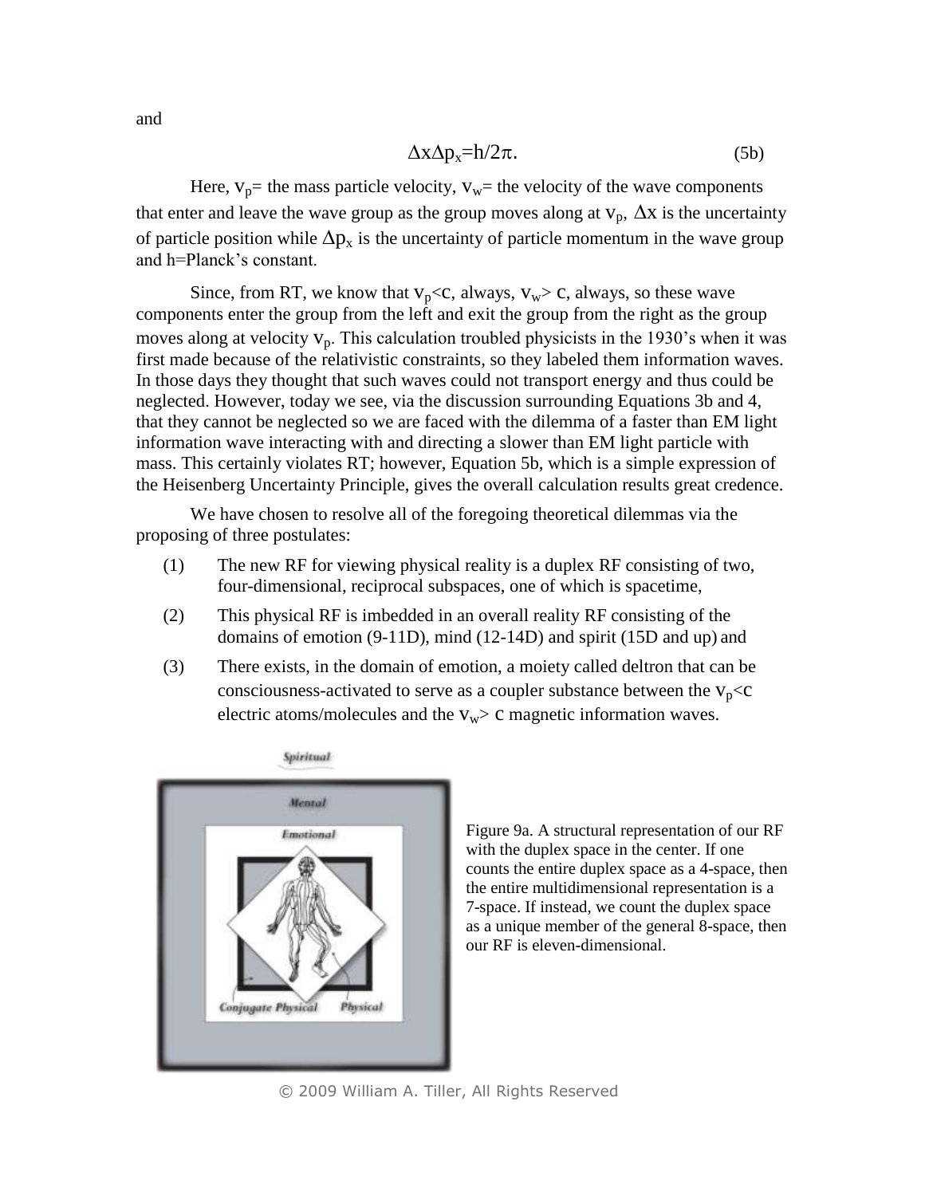and

$$\Delta x \Delta p_x = h/2\pi. \tag{5b}$$

Here, $v_p$= the mass particle velocity, $v_w$= the velocity of the wave components that enter and leave the wave group as the group moves along at $v_p$, $\Delta x$ is the uncertainty of particle position while $\Delta p_x$ is the uncertainty of particle momentum in the wave group and h=Planck's constant.

Since, from RT, we know that $v_p<c$, always, $v_w> c$, always, so these wave components enter the group from the left and exit the group from the right as the group moves along at velocity $v_p$. This calculation troubled physicists in the 1930's when it was first made because of the relativistic constraints, so they labeled them information waves. In those days they thought that such waves could not transport energy and thus could be neglected. However, today we see, via the discussion surrounding Equations 3b and 4, that they cannot be neglected so we are faced with the dilemma of a faster than EM light information wave interacting with and directing a slower than EM light particle with mass. This certainly violates RT; however, Equation 5b, which is a simple expression of the Heisenberg Uncertainty Principle, gives the overall calculation results great credence.

We have chosen to resolve all of the foregoing theoretical dilemmas via the proposing of three postulates:

(1) The new RF for viewing physical reality is a duplex RF consisting of two, four-dimensional, reciprocal subspaces, one of which is spacetime,

(2) This physical RF is imbedded in an overall reality RF consisting of the domains of emotion (9-11D), mind (12-14D) and spirit (15D and up) and

(3) There exists, in the domain of emotion, a moiety called deltron that can be consciousness-activated to serve as a coupler substance between the $v_p<c$ electric atoms/molecules and the $v_w> c$ magnetic information waves.

Figure 9a. A structural representation of our RF with the duplex space in the center. If one counts the entire duplex space as a 4-space, then the entire multidimensional representation is a 7-space. If instead, we count the duplex space as a unique member of the general 8-space, then our RF is eleven-dimensional.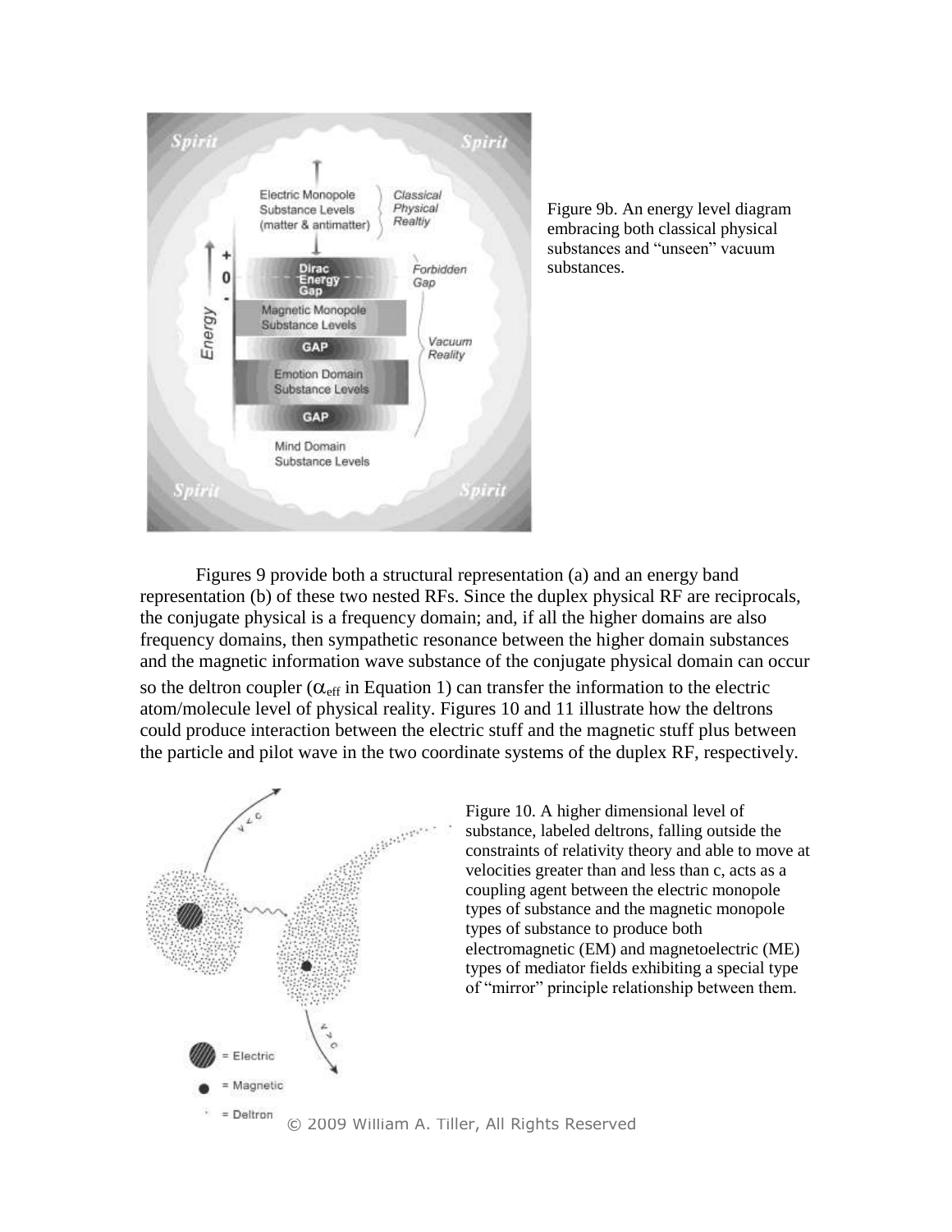Figure 9b. An energy level diagram embracing both classical physical substances and "unseen" vacuum substances.

Figures 9 provide both a structural representation (a) and an energy band representation (b) of these two nested RFs. Since the duplex physical RF are reciprocals, the conjugate physical is a frequency domain; and, if all the higher domains are also frequency domains, then sympathetic resonance between the higher domain substances and the magnetic information wave substance of the conjugate physical domain can occur so the deltron coupler ($\alpha_{eff}$ in Equation 1) can transfer the information to the electric atom/molecule level of physical reality. Figures 10 and 11 illustrate how the deltrons could produce interaction between the electric stuff and the magnetic stuff plus between the particle and pilot wave in the two coordinate systems of the duplex RF, respectively.

Figure 10. A higher dimensional level of substance, labeled deltrons, falling outside the constraints of relativity theory and able to move at velocities greater than and less than c, acts as a coupling agent between the electric monopole types of substance and the magnetic monopole types of substance to produce both electromagnetic (EM) and magnetoelectric (ME) types of mediator fields exhibiting a special type of "mirror" principle relationship between them.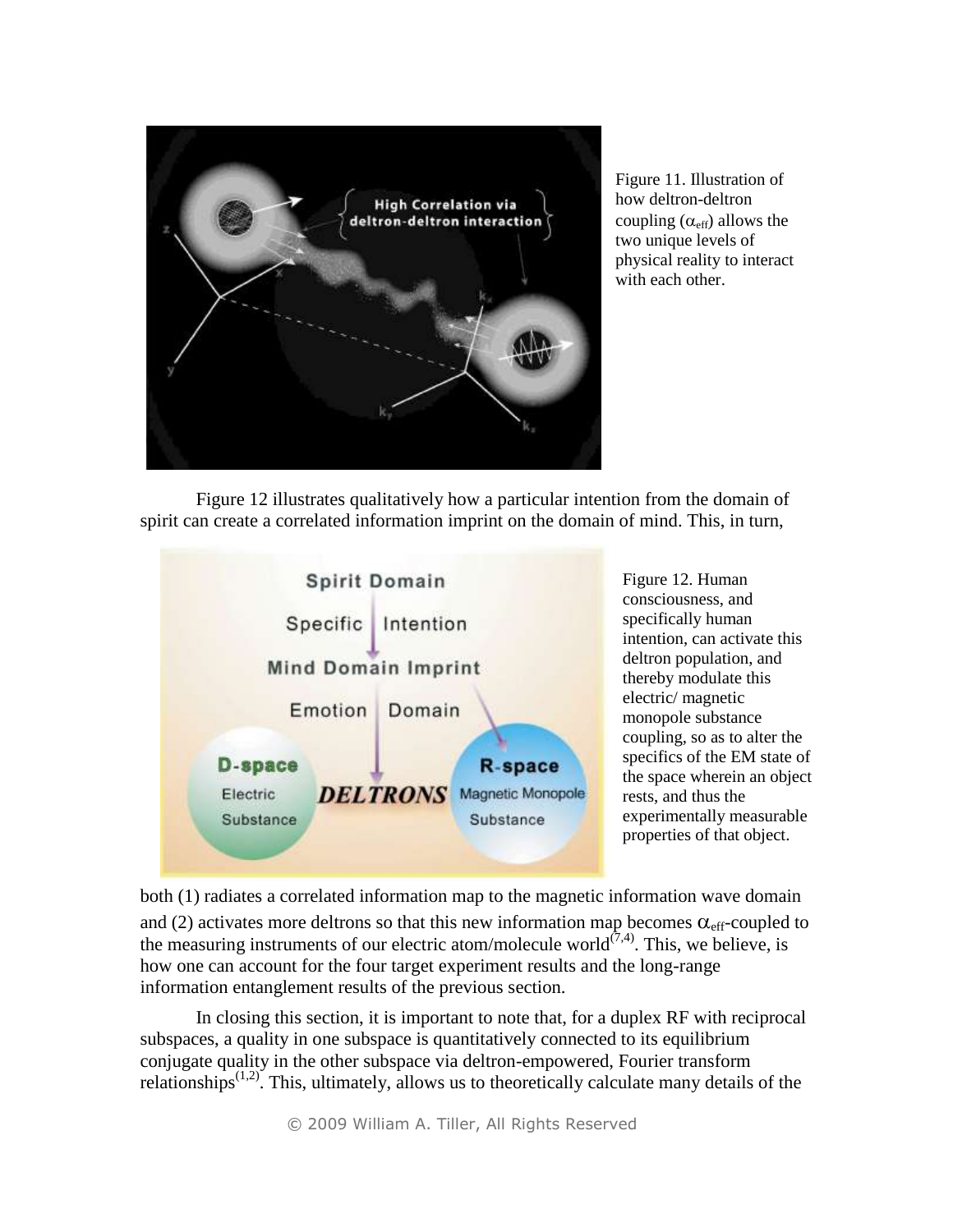Figure 11. Illustration of how deltron-deltron coupling ($\alpha_{eff}$) allows the two unique levels of physical reality to interact with each other.

Figure 12 illustrates qualitatively how a particular intention from the domain of spirit can create a correlated information imprint on the domain of mind. This, in turn, both (1) radiates a correlated information map to the magnetic information wave domain and (2) activates more deltrons so that this new information map becomes $\alpha_{eff}$-coupled to the measuring instruments of our electric atom/molecule world[7,4]. This, we believe, is how one can account for the four target experiment results and the long-range information entanglement results of the previous section.

Figure 12. Human consciousness, and specifically human intention, can activate this deltron population, and thereby modulate this electric/ magnetic monopole substance coupling, so as to alter the specifics of the EM state of the space wherein an object rests, and thus the experimentally measurable properties of that object.

In closing this section, it is important to note that, for a duplex RF with reciprocal subspaces, a quality in one subspace is quantitatively connected to its equilibrium conjugate quality in the other subspace via deltron-empowered, Fourier transform relationships[1,2]. This, ultimately, allows us to theoretically calculate many details of the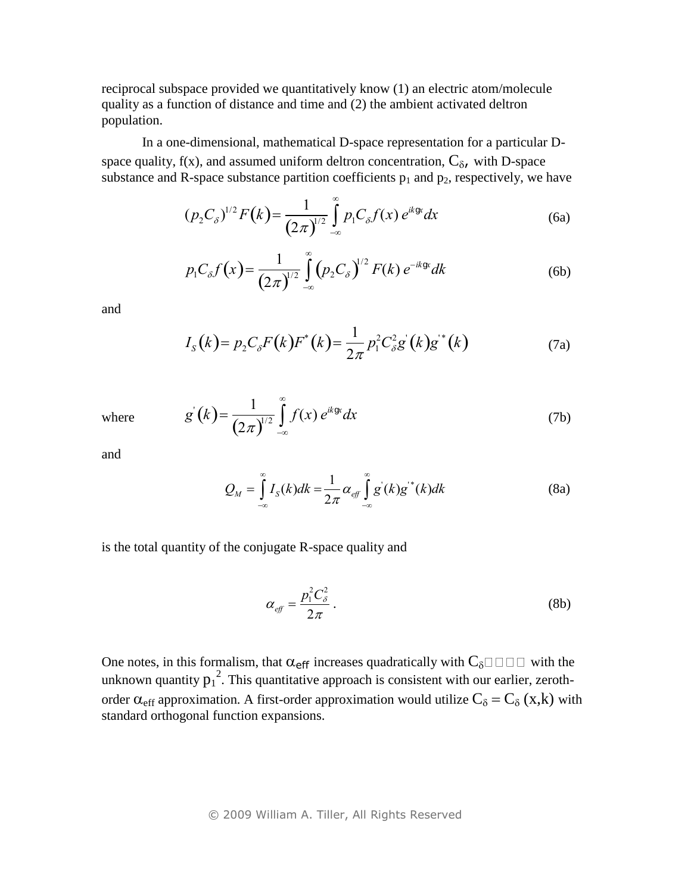reciprocal subspace provided we quantitatively know (1) an electric atom/molecule quality as a function of distance and time and (2) the ambient activated deltron population.

In a one-dimensional, mathematical D-space representation for a particular D-space quality, f(x), and assumed uniform deltron concentration, $C_\delta$, with D-space substance and R-space substance partition coefficients $p_1$ and $p_2$, respectively, we have

$$(p_2 C_\delta)^{1/2} F(k) = \frac{1}{(2\pi)^{1/2}} \int_{-\infty}^{\infty} p_1 C_\delta f(x)\, e^{ik\cdot x} dx \tag{6a}$$

$$p_1 C_\delta f(x) = \frac{1}{(2\pi)^{1/2}} \int_{-\infty}^{\infty} (p_2 C_\delta)^{1/2} F(k)\, e^{-ik\cdot x} dk \tag{6b}$$

and

$$I_S(k) = p_2 C_\delta F(k) F^*(k) = \frac{1}{2\pi} p_1^2 C_\delta^2 g'(k) g'^*(k) \tag{7a}$$

where

$$g'(k) = \frac{1}{(2\pi)^{1/2}} \int_{-\infty}^{\infty} f(x)\, e^{ik\cdot x} dx \tag{7b}$$

and

$$Q_M = \int_{-\infty}^{\infty} I_S(k) dk = \frac{1}{2\pi} \alpha_{eff} \int_{-\infty}^{\infty} g'(k) g'^*(k) dk \tag{8a}$$

is the total quantity of the conjugate R-space quality and

$$\alpha_{eff} = \frac{p_1^2 C_\delta^2}{2\pi}\,. \tag{8b}$$

One notes, in this formalism, that $\alpha_{eff}$ increases quadratically with $C_\delta$ with the unknown quantity $p_1^2$. This quantitative approach is consistent with our earlier, zeroth-order $\alpha_{eff}$ approximation. A first-order approximation would utilize $C_\delta = C_\delta(x,k)$ with standard orthogonal function expansions.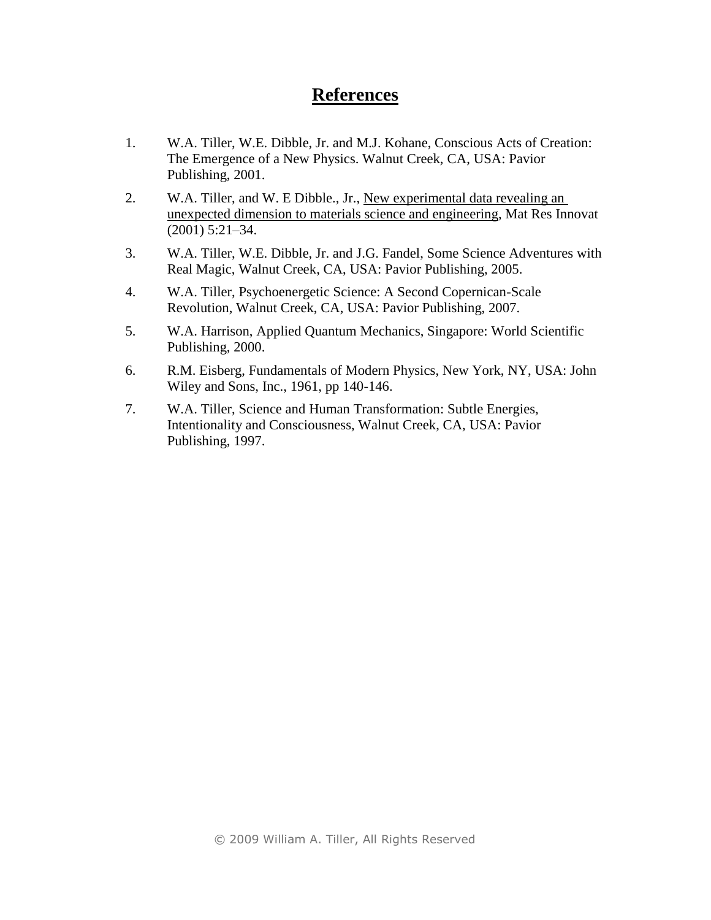# References

1. W.A. Tiller, W.E. Dibble, Jr. and M.J. Kohane, Conscious Acts of Creation: The Emergence of a New Physics. Walnut Creek, CA, USA: Pavior Publishing, 2001.
2. W.A. Tiller, and W. E Dibble., Jr., New experimental data revealing an unexpected dimension to materials science and engineering, Mat Res Innovat (2001) 5:21–34.
3. W.A. Tiller, W.E. Dibble, Jr. and J.G. Fandel, Some Science Adventures with Real Magic, Walnut Creek, CA, USA: Pavior Publishing, 2005.
4. W.A. Tiller, Psychoenergetic Science: A Second Copernican-Scale Revolution, Walnut Creek, CA, USA: Pavior Publishing, 2007.
5. W.A. Harrison, Applied Quantum Mechanics, Singapore: World Scientific Publishing, 2000.
6. R.M. Eisberg, Fundamentals of Modern Physics, New York, NY, USA: John Wiley and Sons, Inc., 1961, pp 140-146.
7. W.A. Tiller, Science and Human Transformation: Subtle Energies, Intentionality and Consciousness, Walnut Creek, CA, USA: Pavior Publishing, 1997.